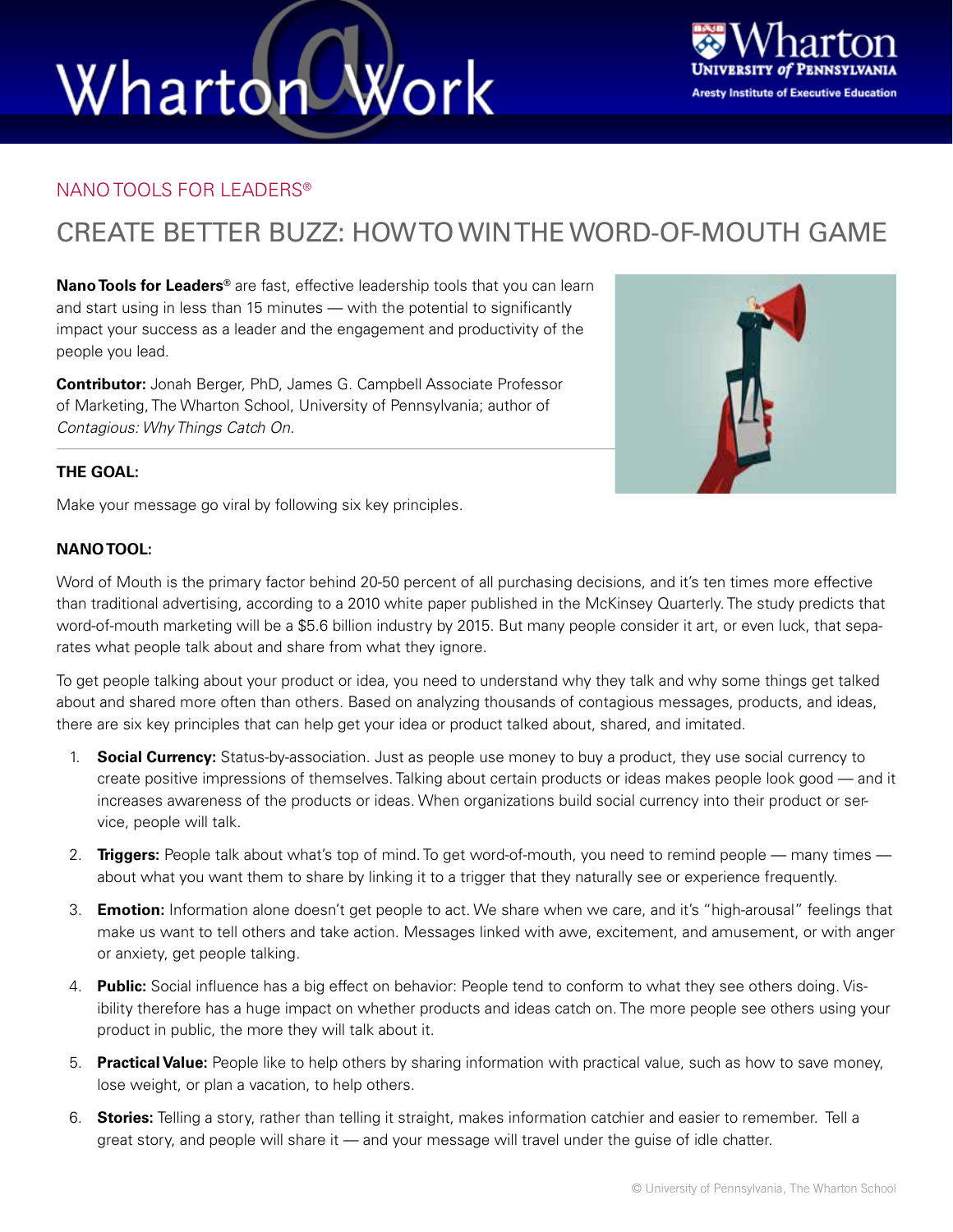NANO TOOLS FOR LEADERS®

# CREATE BETTER BUZZ: HOW TO WIN THE WORD-OF-MOUTH GAME

**Nano Tools for Leaders®** are fast, effective leadership tools that you can learn and start using in less than 15 minutes — with the potential to significantly impact your success as a leader and the engagement and productivity of the people you lead.

**Contributor:** Jonah Berger, PhD, James G. Campbell Associate Professor of Marketing, The Wharton School, University of Pennsylvania; author of *Contagious: Why Things Catch On.*

**THE GOAL:**

Make your message go viral by following six key principles.

**NANO TOOL:**

Word of Mouth is the primary factor behind 20-50 percent of all purchasing decisions, and it's ten times more effective than traditional advertising, according to a 2010 white paper published in the McKinsey Quarterly. The study predicts that word-of-mouth marketing will be a $5.6 billion industry by 2015. But many people consider it art, or even luck, that separates what people talk about and share from what they ignore.

To get people talking about your product or idea, you need to understand why they talk and why some things get talked about and shared more often than others. Based on analyzing thousands of contagious messages, products, and ideas, there are six key principles that can help get your idea or product talked about, shared, and imitated.

1. **Social Currency:** Status-by-association. Just as people use money to buy a product, they use social currency to create positive impressions of themselves. Talking about certain products or ideas makes people look good — and it increases awareness of the products or ideas. When organizations build social currency into their product or service, people will talk.
2. **Triggers:** People talk about what's top of mind. To get word-of-mouth, you need to remind people — many times — about what you want them to share by linking it to a trigger that they naturally see or experience frequently.
3. **Emotion:** Information alone doesn't get people to act. We share when we care, and it's "high-arousal" feelings that make us want to tell others and take action. Messages linked with awe, excitement, and amusement, or with anger or anxiety, get people talking.
4. **Public:** Social influence has a big effect on behavior: People tend to conform to what they see others doing. Visibility therefore has a huge impact on whether products and ideas catch on. The more people see others using your product in public, the more they will talk about it.
5. **Practical Value:** People like to help others by sharing information with practical value, such as how to save money, lose weight, or plan a vacation, to help others.
6. **Stories:** Telling a story, rather than telling it straight, makes information catchier and easier to remember. Tell a great story, and people will share it — and your message will travel under the guise of idle chatter.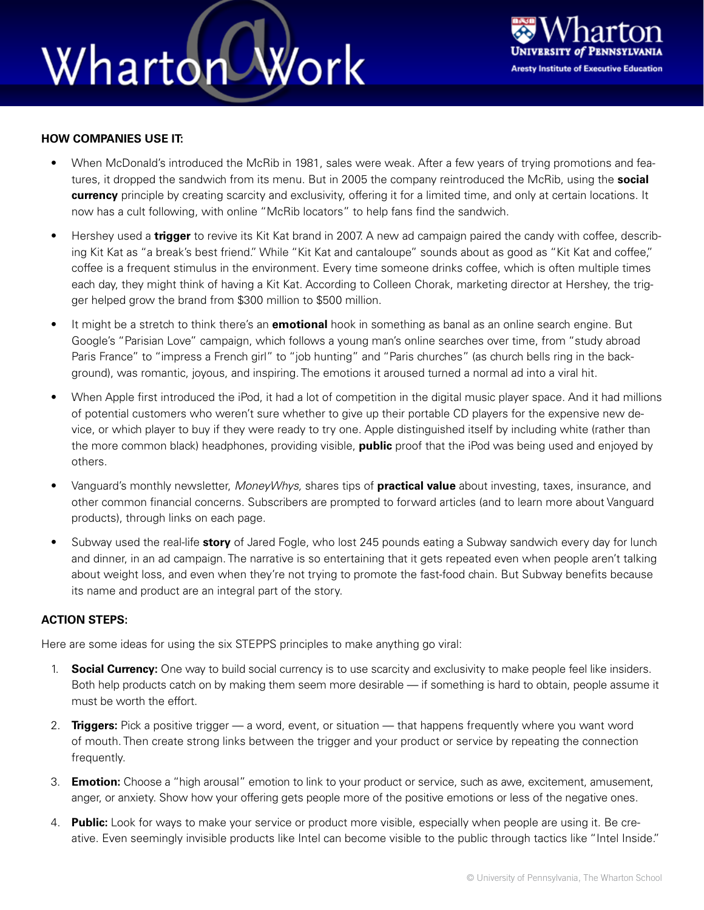**HOW COMPANIES USE IT:**

- When McDonald's introduced the McRib in 1981, sales were weak. After a few years of trying promotions and features, it dropped the sandwich from its menu. But in 2005 the company reintroduced the McRib, using the **social currency** principle by creating scarcity and exclusivity, offering it for a limited time, and only at certain locations. It now has a cult following, with online "McRib locators" to help fans find the sandwich.

- Hershey used a **trigger** to revive its Kit Kat brand in 2007. A new ad campaign paired the candy with coffee, describing Kit Kat as "a break's best friend." While "Kit Kat and cantaloupe" sounds about as good as "Kit Kat and coffee," coffee is a frequent stimulus in the environment. Every time someone drinks coffee, which is often multiple times each day, they might think of having a Kit Kat. According to Colleen Chorak, marketing director at Hershey, the trigger helped grow the brand from $300 million to $500 million.

- It might be a stretch to think there's an **emotional** hook in something as banal as an online search engine. But Google's "Parisian Love" campaign, which follows a young man's online searches over time, from "study abroad Paris France" to "impress a French girl" to "job hunting" and "Paris churches" (as church bells ring in the background), was romantic, joyous, and inspiring. The emotions it aroused turned a normal ad into a viral hit.

- When Apple first introduced the iPod, it had a lot of competition in the digital music player space. And it had millions of potential customers who weren't sure whether to give up their portable CD players for the expensive new device, or which player to buy if they were ready to try one. Apple distinguished itself by including white (rather than the more common black) headphones, providing visible, **public** proof that the iPod was being used and enjoyed by others.

- Vanguard's monthly newsletter, *MoneyWhys,* shares tips of **practical value** about investing, taxes, insurance, and other common financial concerns. Subscribers are prompted to forward articles (and to learn more about Vanguard products), through links on each page.

- Subway used the real-life **story** of Jared Fogle, who lost 245 pounds eating a Subway sandwich every day for lunch and dinner, in an ad campaign. The narrative is so entertaining that it gets repeated even when people aren't talking about weight loss, and even when they're not trying to promote the fast-food chain. But Subway benefits because its name and product are an integral part of the story.

**ACTION STEPS:**

Here are some ideas for using the six STEPPS principles to make anything go viral:

1. **Social Currency:** One way to build social currency is to use scarcity and exclusivity to make people feel like insiders. Both help products catch on by making them seem more desirable — if something is hard to obtain, people assume it must be worth the effort.

2. **Triggers:** Pick a positive trigger — a word, event, or situation — that happens frequently where you want word of mouth. Then create strong links between the trigger and your product or service by repeating the connection frequently.

3. **Emotion:** Choose a "high arousal" emotion to link to your product or service, such as awe, excitement, amusement, anger, or anxiety. Show how your offering gets people more of the positive emotions or less of the negative ones.

4. **Public:** Look for ways to make your service or product more visible, especially when people are using it. Be creative. Even seemingly invisible products like Intel can become visible to the public through tactics like "Intel Inside."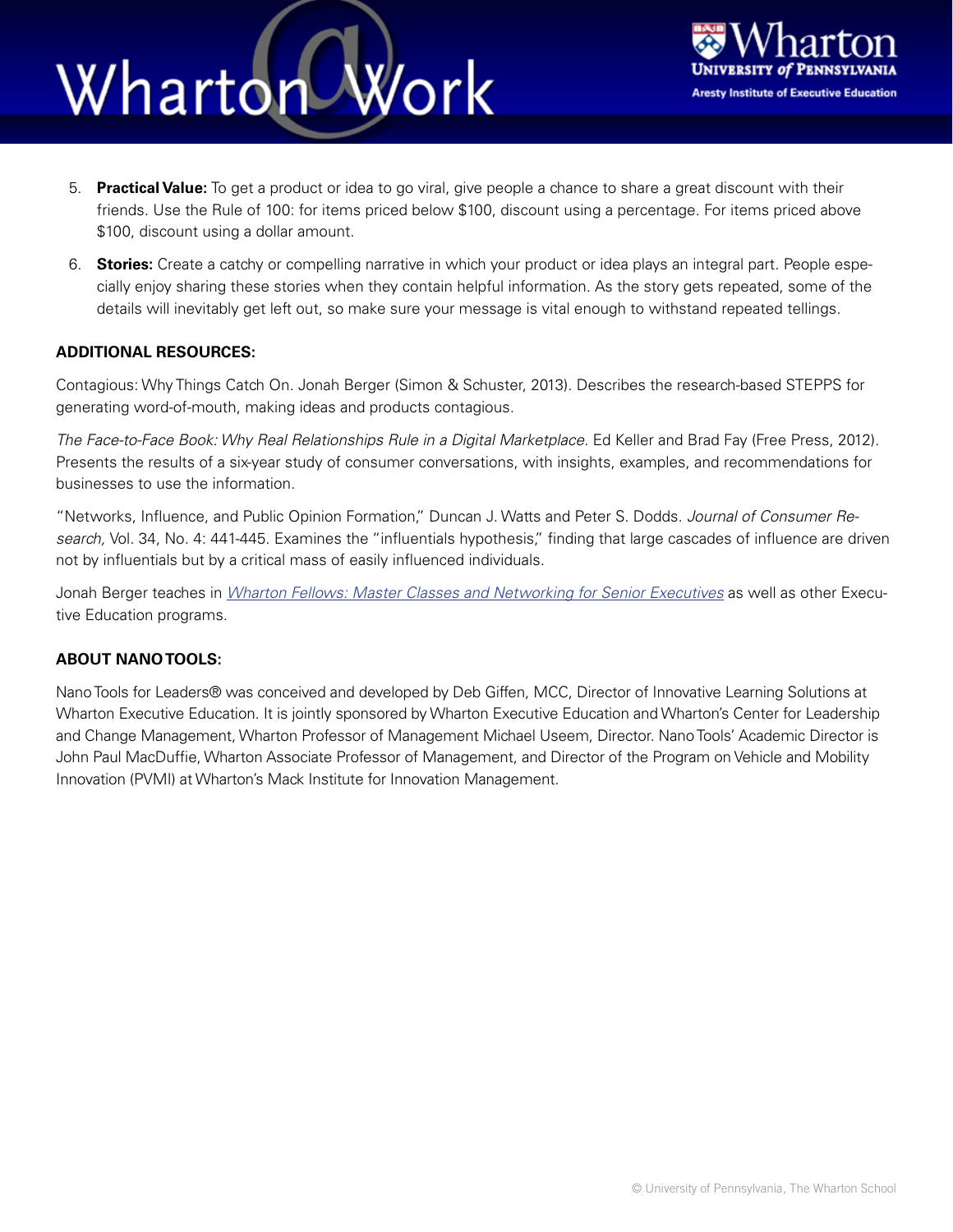5. **Practical Value:** To get a product or idea to go viral, give people a chance to share a great discount with their friends. Use the Rule of 100: for items priced below $100, discount using a percentage. For items priced above $100, discount using a dollar amount.

6. **Stories:** Create a catchy or compelling narrative in which your product or idea plays an integral part. People especially enjoy sharing these stories when they contain helpful information. As the story gets repeated, some of the details will inevitably get left out, so make sure your message is vital enough to withstand repeated tellings.

**ADDITIONAL RESOURCES:**

Contagious: Why Things Catch On. Jonah Berger (Simon & Schuster, 2013). Describes the research-based STEPPS for generating word-of-mouth, making ideas and products contagious.

*The Face-to-Face Book: Why Real Relationships Rule in a Digital Marketplace.* Ed Keller and Brad Fay (Free Press, 2012). Presents the results of a six-year study of consumer conversations, with insights, examples, and recommendations for businesses to use the information.

"Networks, Influence, and Public Opinion Formation," Duncan J. Watts and Peter S. Dodds. *Journal of Consumer Research,* Vol. 34, No. 4: 441-445. Examines the "influentials hypothesis," finding that large cascades of influence are driven not by influentials but by a critical mass of easily influenced individuals.

Jonah Berger teaches in *Wharton Fellows: Master Classes and Networking for Senior Executives* as well as other Executive Education programs.

**ABOUT NANO TOOLS:**

Nano Tools for Leaders® was conceived and developed by Deb Giffen, MCC, Director of Innovative Learning Solutions at Wharton Executive Education. It is jointly sponsored by Wharton Executive Education and Wharton's Center for Leadership and Change Management, Wharton Professor of Management Michael Useem, Director. Nano Tools' Academic Director is John Paul MacDuffie, Wharton Associate Professor of Management, and Director of the Program on Vehicle and Mobility Innovation (PVMI) at Wharton's Mack Institute for Innovation Management.